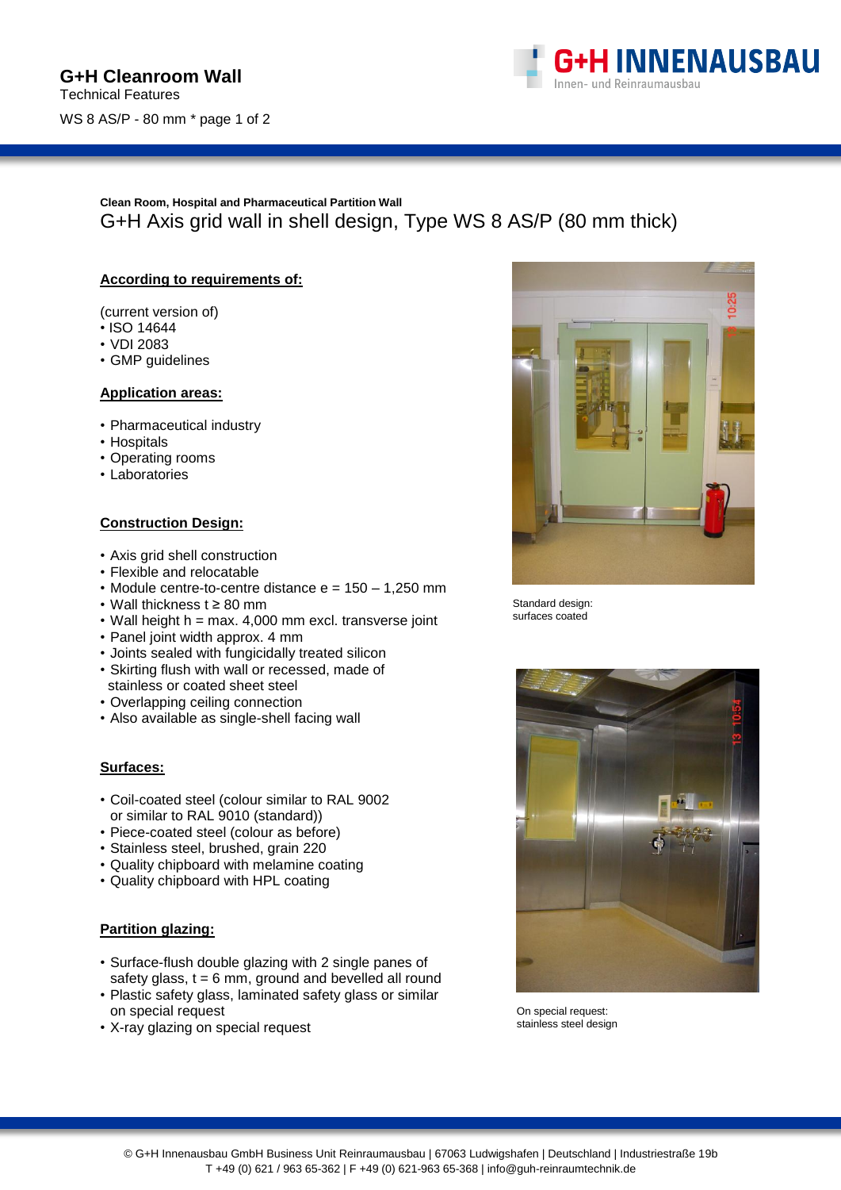# G+H Cleanroom Wall

Technical Features

WS 8 AS/P - 80 mm

**Clean Room, Hospital and Pharmaceutical Partition Wall**

## G+H Axis grid wall in shell design, Type WS 8 AS/P (80 mm thick)

### According to requirements of:

(current version of)

- ISO 14644
- VDI 2083
- GMP guidelines

### Application areas:

- Pharmaceutical industry
- Hospitals
- Operating rooms
- Laboratories

### Construction Design:

- Axis grid shell construction
- Flexible and relocatable
- Module centre-to-centre distance e = 150 – 1,250 mm
- Wall thickness t ≥ 80 mm
- Wall height h = max. 4,000 mm excl. transverse joint
- Panel joint width approx. 4 mm
- Joints sealed with fungicidally treated silicon
- Skirting flush with wall or recessed, made of stainless or coated sheet steel
- Overlapping ceiling connection
- Also available as single-shell facing wall

### Surfaces:

- Coil-coated steel (colour similar to RAL 9002 or similar to RAL 9010 (standard))
- Piece-coated steel (colour as before)
- Stainless steel, brushed, grain 220
- Quality chipboard with melamine coating
- Quality chipboard with HPL coating

### Partition glazing:

- Surface-flush double glazing with 2 single panes of safety glass, t = 6 mm, ground and bevelled all round
- Plastic safety glass, laminated safety glass or similar on special request
- X-ray glazing on special request

Standard design: surfaces coated

On special request: stainless steel design

© G+H Innenausbau GmbH Business Unit Reinraumausbau | 67063 Ludwigshafen | Deutschland | Industriestraße 19b
T +49 (0) 621 / 963 65-362 | F +49 (0) 621-963 65-368 | info@guh-reinraumtechnik.de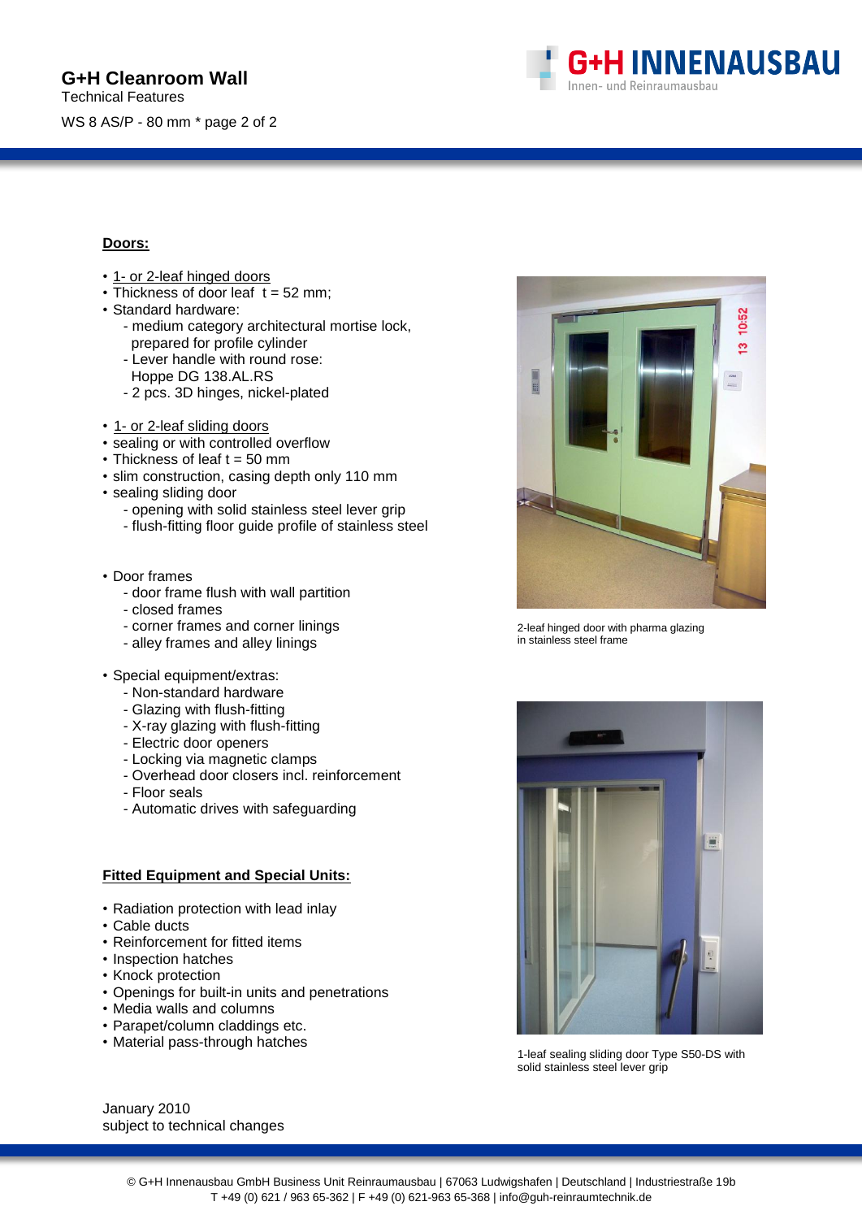## Doors:

- 1- or 2-leaf hinged doors
- Thickness of door leaf t = 52 mm;
- Standard hardware:
  - medium category architectural mortise lock, prepared for profile cylinder
  - Lever handle with round rose: Hoppe DG 138.AL.RS
  - 2 pcs. 3D hinges, nickel-plated

- 1- or 2-leaf sliding doors
- sealing or with controlled overflow
- Thickness of leaf t = 50 mm
- slim construction, casing depth only 110 mm
- sealing sliding door
  - opening with solid stainless steel lever grip
  - flush-fitting floor guide profile of stainless steel

- Door frames
  - door frame flush with wall partition
  - closed frames
  - corner frames and corner linings
  - alley frames and alley linings

- Special equipment/extras:
  - Non-standard hardware
  - Glazing with flush-fitting
  - X-ray glazing with flush-fitting
  - Electric door openers
  - Locking via magnetic clamps
  - Overhead door closers incl. reinforcement
  - Floor seals
  - Automatic drives with safeguarding

2-leaf hinged door with pharma glazing in stainless steel frame

1-leaf sealing sliding door Type S50-DS with solid stainless steel lever grip

## Fitted Equipment and Special Units:

- Radiation protection with lead inlay
- Cable ducts
- Reinforcement for fitted items
- Inspection hatches
- Knock protection
- Openings for built-in units and penetrations
- Media walls and columns
- Parapet/column claddings etc.
- Material pass-through hatches

January 2010
subject to technical changes

© G+H Innenausbau GmbH Business Unit Reinraumausbau | 67063 Ludwigshafen | Deutschland | Industriestraße 19b
T +49 (0) 621 / 963 65-362 | F +49 (0) 621-963 65-368 | info@guh-reinraumtechnik.de